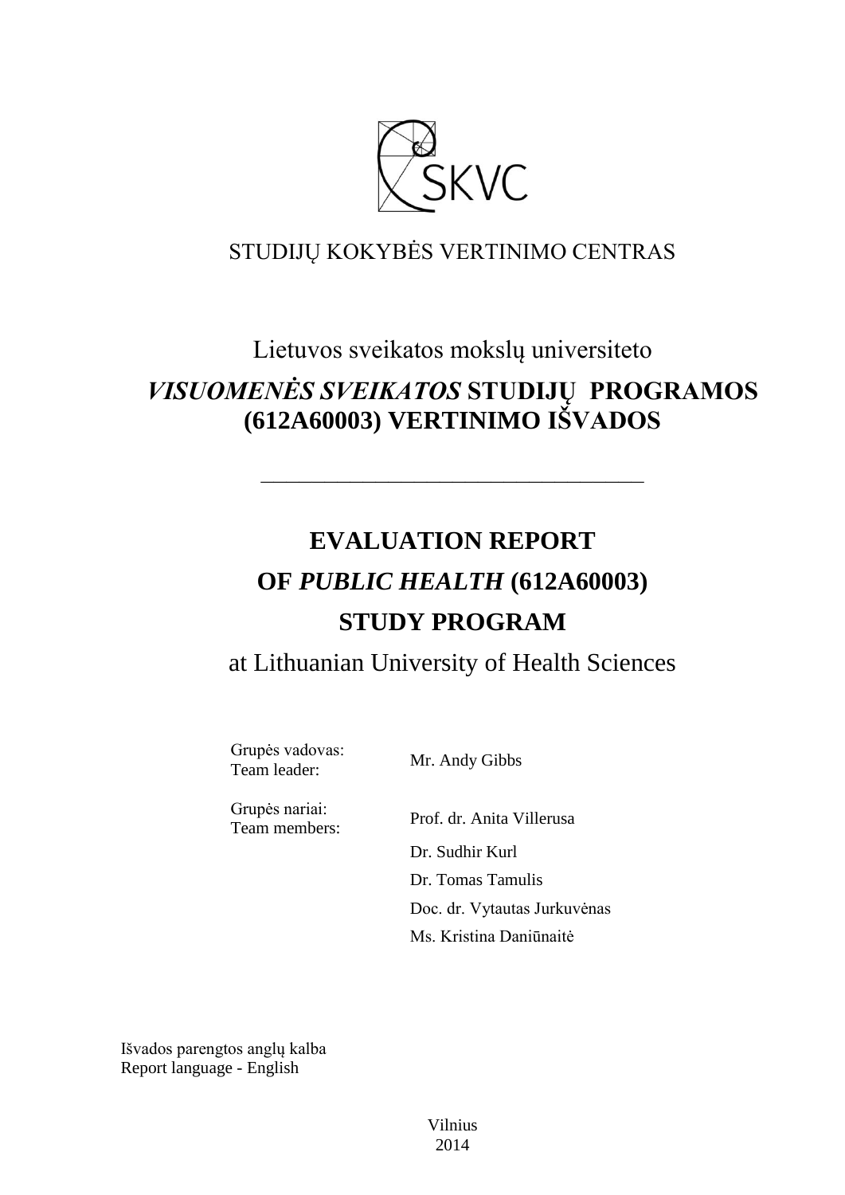STUDIJŲ KOKYBĖS VERTINIMO CENTRAS

Lietuvos sveikatos mokslų universiteto

# *VISUOMENĖS SVEIKATOS* STUDIJŲ PROGRAMOS (612A60003) VERTINIMO IŠVADOS

---

# EVALUATION REPORT OF *PUBLIC HEALTH* (612A60003) STUDY PROGRAM

at Lithuanian University of Health Sciences

| | |
|---|---|
| Grupės vadovas:<br>Team leader: | Mr. Andy Gibbs |
| Grupės nariai:<br>Team members: | Prof. dr. Anita Villerusa<br>Dr. Sudhir Kurl<br>Dr. Tomas Tamulis<br>Doc. dr. Vytautas Jurkuvėnas<br>Ms. Kristina Daniūnaitė |

Išvados parengtos anglų kalba
Report language - English

Vilnius
2014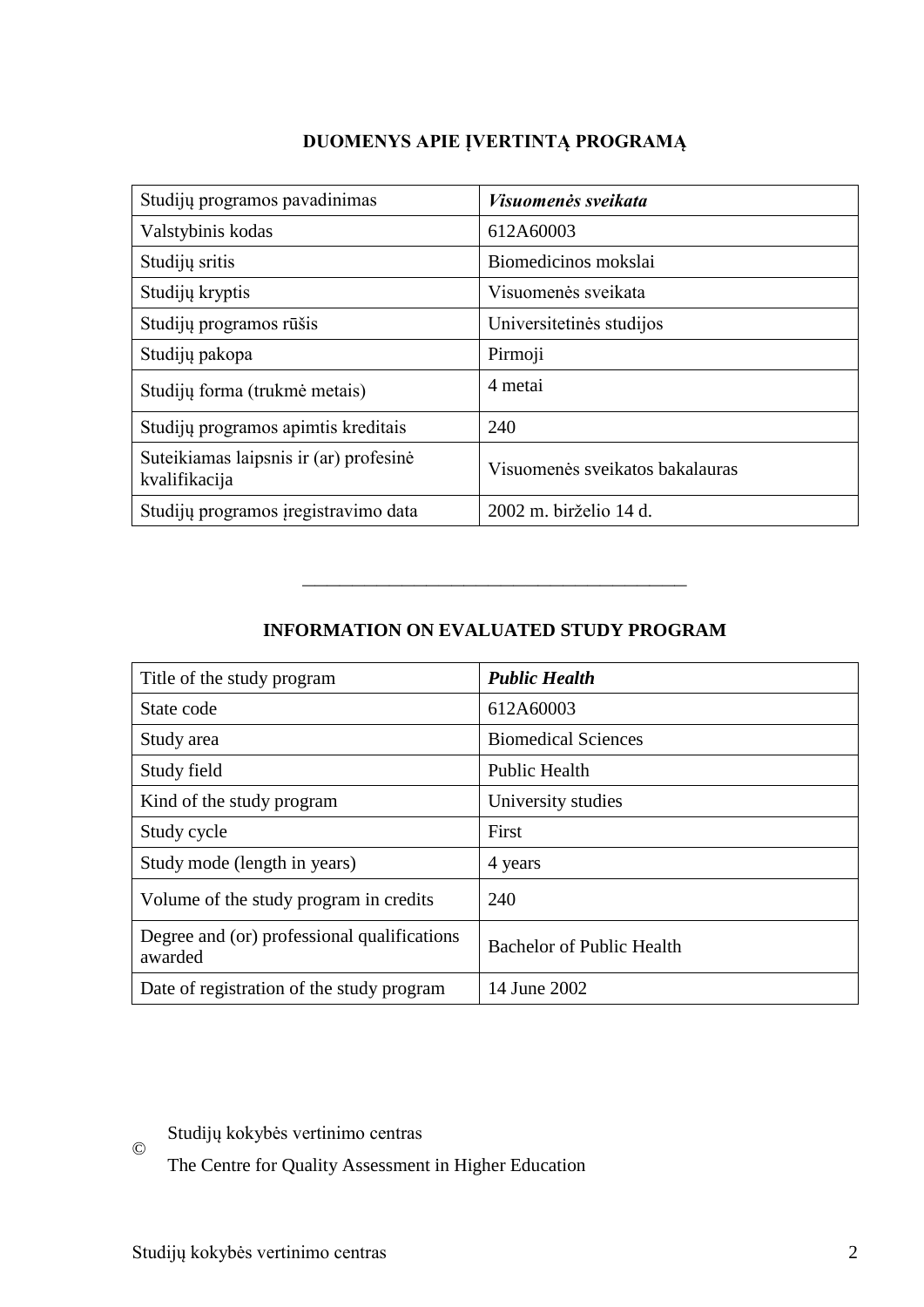## DUOMENYS APIE ĮVERTINTĄ PROGRAMĄ

| Studijų programos pavadinimas | ***Visuomenės sveikata*** |
|---|---|
| Valstybinis kodas | 612A60003 |
| Studijų sritis | Biomedicinos mokslai |
| Studijų kryptis | Visuomenės sveikata |
| Studijų programos rūšis | Universitetinės studijos |
| Studijų pakopa | Pirmoji |
| Studijų forma (trukmė metais) | 4 metai |
| Studijų programos apimtis kreditais | 240 |
| Suteikiamas laipsnis ir (ar) profesinė kvalifikacija | Visuomenės sveikatos bakalauras |
| Studijų programos įregistravimo data | 2002 m. birželio 14 d. |

---

## INFORMATION ON EVALUATED STUDY PROGRAM

| Title of the study program | ***Public Health*** |
|---|---|
| State code | 612A60003 |
| Study area | Biomedical Sciences |
| Study field | Public Health |
| Kind of the study program | University studies |
| Study cycle | First |
| Study mode (length in years) | 4 years |
| Volume of the study program in credits | 240 |
| Degree and (or) professional qualifications awarded | Bachelor of Public Health |
| Date of registration of the study program | 14 June 2002 |

© Studijų kokybės vertinimo centras

The Centre for Quality Assessment in Higher Education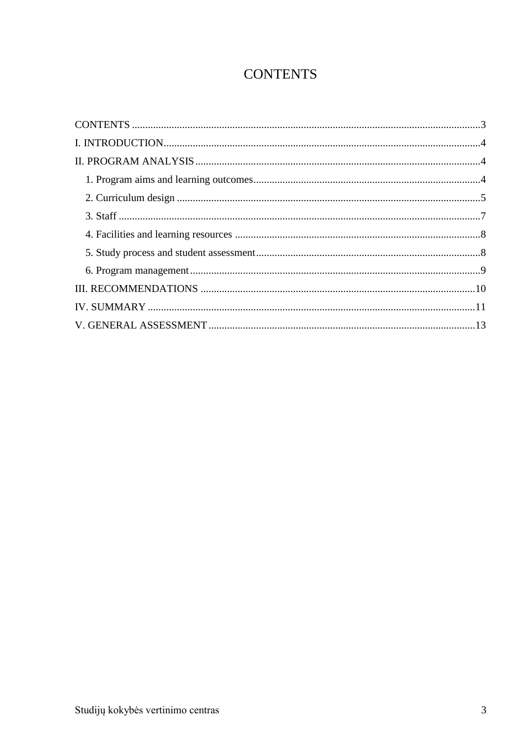# CONTENTS

CONTENTS ....................................................................................................................3
I. INTRODUCTION........................................................................................................4
II. PROGRAM ANALYSIS.............................................................................................4
- 1. Program aims and learning outcomes.......................................................................4
- 2. Curriculum design ...................................................................................................5
- 3. Staff .........................................................................................................................7
- 4. Facilities and learning resources .............................................................................8
- 5. Study process and student assessment.....................................................................8
- 6. Program management..............................................................................................9

III. RECOMMENDATIONS ........................................................................................10
IV. SUMMARY ............................................................................................................11
V. GENERAL ASSESSMENT.....................................................................................13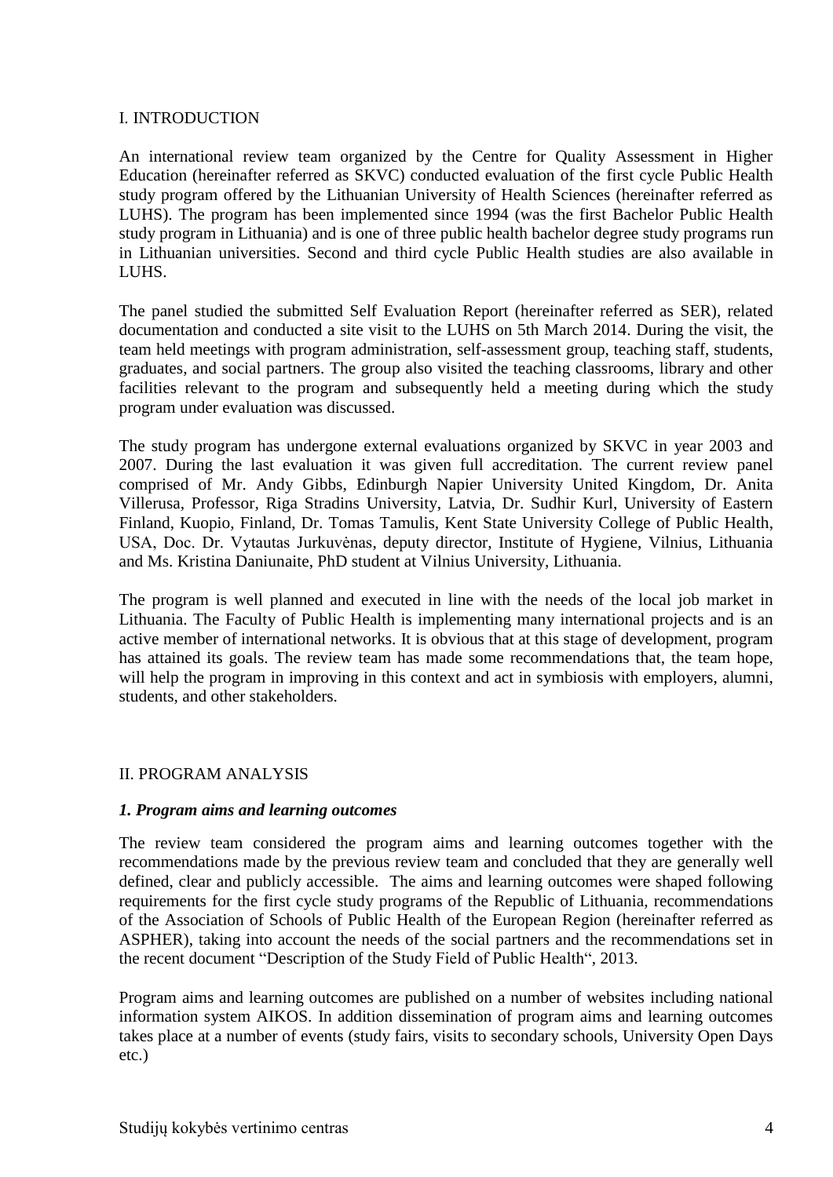## I. INTRODUCTION

An international review team organized by the Centre for Quality Assessment in Higher Education (hereinafter referred as SKVC) conducted evaluation of the first cycle Public Health study program offered by the Lithuanian University of Health Sciences (hereinafter referred as LUHS). The program has been implemented since 1994 (was the first Bachelor Public Health study program in Lithuania) and is one of three public health bachelor degree study programs run in Lithuanian universities. Second and third cycle Public Health studies are also available in LUHS.

The panel studied the submitted Self Evaluation Report (hereinafter referred as SER), related documentation and conducted a site visit to the LUHS on 5th March 2014. During the visit, the team held meetings with program administration, self-assessment group, teaching staff, students, graduates, and social partners. The group also visited the teaching classrooms, library and other facilities relevant to the program and subsequently held a meeting during which the study program under evaluation was discussed.

The study program has undergone external evaluations organized by SKVC in year 2003 and 2007. During the last evaluation it was given full accreditation. The current review panel comprised of Mr. Andy Gibbs, Edinburgh Napier University United Kingdom, Dr. Anita Villerusa, Professor, Riga Stradins University, Latvia, Dr. Sudhir Kurl, University of Eastern Finland, Kuopio, Finland, Dr. Tomas Tamulis, Kent State University College of Public Health, USA, Doc. Dr. Vytautas Jurkuvėnas, deputy director, Institute of Hygiene, Vilnius, Lithuania and Ms. Kristina Daniunaite, PhD student at Vilnius University, Lithuania.

The program is well planned and executed in line with the needs of the local job market in Lithuania. The Faculty of Public Health is implementing many international projects and is an active member of international networks. It is obvious that at this stage of development, program has attained its goals. The review team has made some recommendations that, the team hope, will help the program in improving in this context and act in symbiosis with employers, alumni, students, and other stakeholders.

## II. PROGRAM ANALYSIS

### *1. Program aims and learning outcomes*

The review team considered the program aims and learning outcomes together with the recommendations made by the previous review team and concluded that they are generally well defined, clear and publicly accessible. The aims and learning outcomes were shaped following requirements for the first cycle study programs of the Republic of Lithuania, recommendations of the Association of Schools of Public Health of the European Region (hereinafter referred as ASPHER), taking into account the needs of the social partners and the recommendations set in the recent document "Description of the Study Field of Public Health", 2013.

Program aims and learning outcomes are published on a number of websites including national information system AIKOS. In addition dissemination of program aims and learning outcomes takes place at a number of events (study fairs, visits to secondary schools, University Open Days etc.)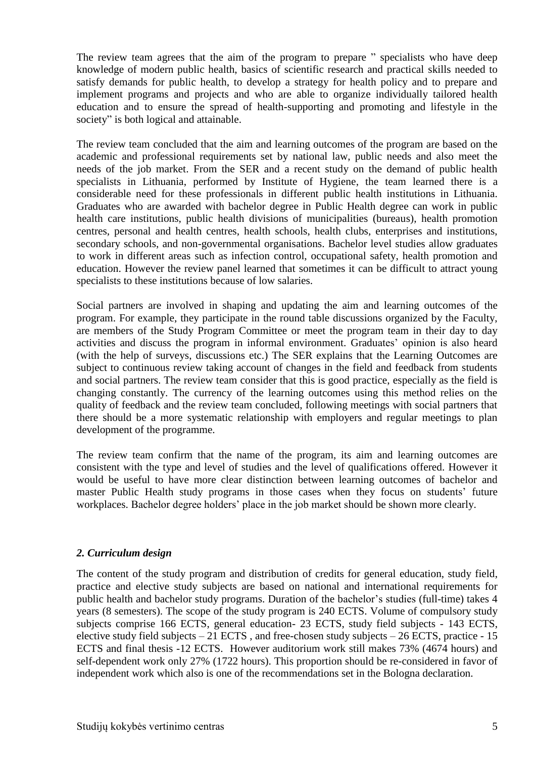The review team agrees that the aim of the program to prepare " specialists who have deep knowledge of modern public health, basics of scientific research and practical skills needed to satisfy demands for public health, to develop a strategy for health policy and to prepare and implement programs and projects and who are able to organize individually tailored health education and to ensure the spread of health-supporting and promoting and lifestyle in the society" is both logical and attainable.

The review team concluded that the aim and learning outcomes of the program are based on the academic and professional requirements set by national law, public needs and also meet the needs of the job market. From the SER and a recent study on the demand of public health specialists in Lithuania, performed by Institute of Hygiene, the team learned there is a considerable need for these professionals in different public health institutions in Lithuania. Graduates who are awarded with bachelor degree in Public Health degree can work in public health care institutions, public health divisions of municipalities (bureaus), health promotion centres, personal and health centres, health schools, health clubs, enterprises and institutions, secondary schools, and non-governmental organisations. Bachelor level studies allow graduates to work in different areas such as infection control, occupational safety, health promotion and education. However the review panel learned that sometimes it can be difficult to attract young specialists to these institutions because of low salaries.

Social partners are involved in shaping and updating the aim and learning outcomes of the program. For example, they participate in the round table discussions organized by the Faculty, are members of the Study Program Committee or meet the program team in their day to day activities and discuss the program in informal environment. Graduates' opinion is also heard (with the help of surveys, discussions etc.) The SER explains that the Learning Outcomes are subject to continuous review taking account of changes in the field and feedback from students and social partners. The review team consider that this is good practice, especially as the field is changing constantly. The currency of the learning outcomes using this method relies on the quality of feedback and the review team concluded, following meetings with social partners that there should be a more systematic relationship with employers and regular meetings to plan development of the programme.

The review team confirm that the name of the program, its aim and learning outcomes are consistent with the type and level of studies and the level of qualifications offered. However it would be useful to have more clear distinction between learning outcomes of bachelor and master Public Health study programs in those cases when they focus on students' future workplaces. Bachelor degree holders' place in the job market should be shown more clearly.

### *2. Curriculum design*

The content of the study program and distribution of credits for general education, study field, practice and elective study subjects are based on national and international requirements for public health and bachelor study programs. Duration of the bachelor's studies (full-time) takes 4 years (8 semesters). The scope of the study program is 240 ECTS. Volume of compulsory study subjects comprise 166 ECTS, general education- 23 ECTS, study field subjects - 143 ECTS, elective study field subjects – 21 ECTS , and free-chosen study subjects – 26 ECTS, practice - 15 ECTS and final thesis -12 ECTS. However auditorium work still makes 73% (4674 hours) and self-dependent work only 27% (1722 hours). This proportion should be re-considered in favor of independent work which also is one of the recommendations set in the Bologna declaration.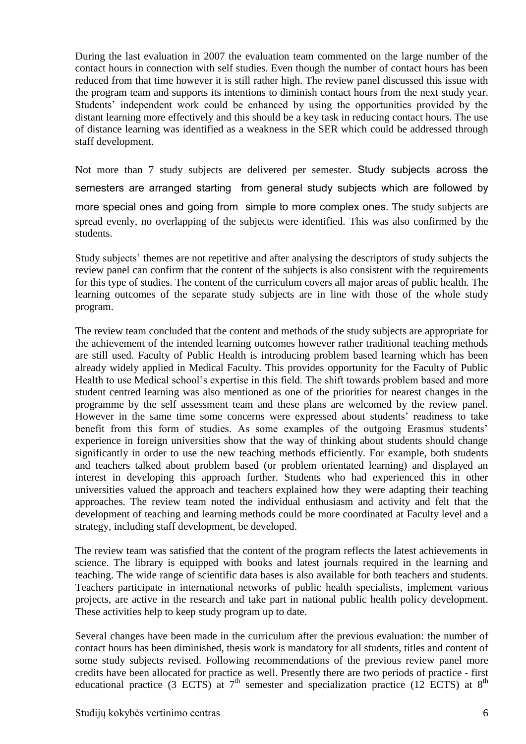During the last evaluation in 2007 the evaluation team commented on the large number of the contact hours in connection with self studies. Even though the number of contact hours has been reduced from that time however it is still rather high. The review panel discussed this issue with the program team and supports its intentions to diminish contact hours from the next study year. Students' independent work could be enhanced by using the opportunities provided by the distant learning more effectively and this should be a key task in reducing contact hours. The use of distance learning was identified as a weakness in the SER which could be addressed through staff development.

Not more than 7 study subjects are delivered per semester. Study subjects across the semesters are arranged starting from general study subjects which are followed by more special ones and going from simple to more complex ones. The study subjects are spread evenly, no overlapping of the subjects were identified. This was also confirmed by the students.

Study subjects' themes are not repetitive and after analysing the descriptors of study subjects the review panel can confirm that the content of the subjects is also consistent with the requirements for this type of studies. The content of the curriculum covers all major areas of public health. The learning outcomes of the separate study subjects are in line with those of the whole study program.

The review team concluded that the content and methods of the study subjects are appropriate for the achievement of the intended learning outcomes however rather traditional teaching methods are still used. Faculty of Public Health is introducing problem based learning which has been already widely applied in Medical Faculty. This provides opportunity for the Faculty of Public Health to use Medical school's expertise in this field. The shift towards problem based and more student centred learning was also mentioned as one of the priorities for nearest changes in the programme by the self assessment team and these plans are welcomed by the review panel. However in the same time some concerns were expressed about students' readiness to take benefit from this form of studies. As some examples of the outgoing Erasmus students' experience in foreign universities show that the way of thinking about students should change significantly in order to use the new teaching methods efficiently. For example, both students and teachers talked about problem based (or problem orientated learning) and displayed an interest in developing this approach further. Students who had experienced this in other universities valued the approach and teachers explained how they were adapting their teaching approaches. The review team noted the individual enthusiasm and activity and felt that the development of teaching and learning methods could be more coordinated at Faculty level and a strategy, including staff development, be developed.

The review team was satisfied that the content of the program reflects the latest achievements in science. The library is equipped with books and latest journals required in the learning and teaching. The wide range of scientific data bases is also available for both teachers and students. Teachers participate in international networks of public health specialists, implement various projects, are active in the research and take part in national public health policy development. These activities help to keep study program up to date.

Several changes have been made in the curriculum after the previous evaluation: the number of contact hours has been diminished, thesis work is mandatory for all students, titles and content of some study subjects revised. Following recommendations of the previous review panel more credits have been allocated for practice as well. Presently there are two periods of practice - first educational practice (3 ECTS) at 7th semester and specialization practice (12 ECTS) at 8th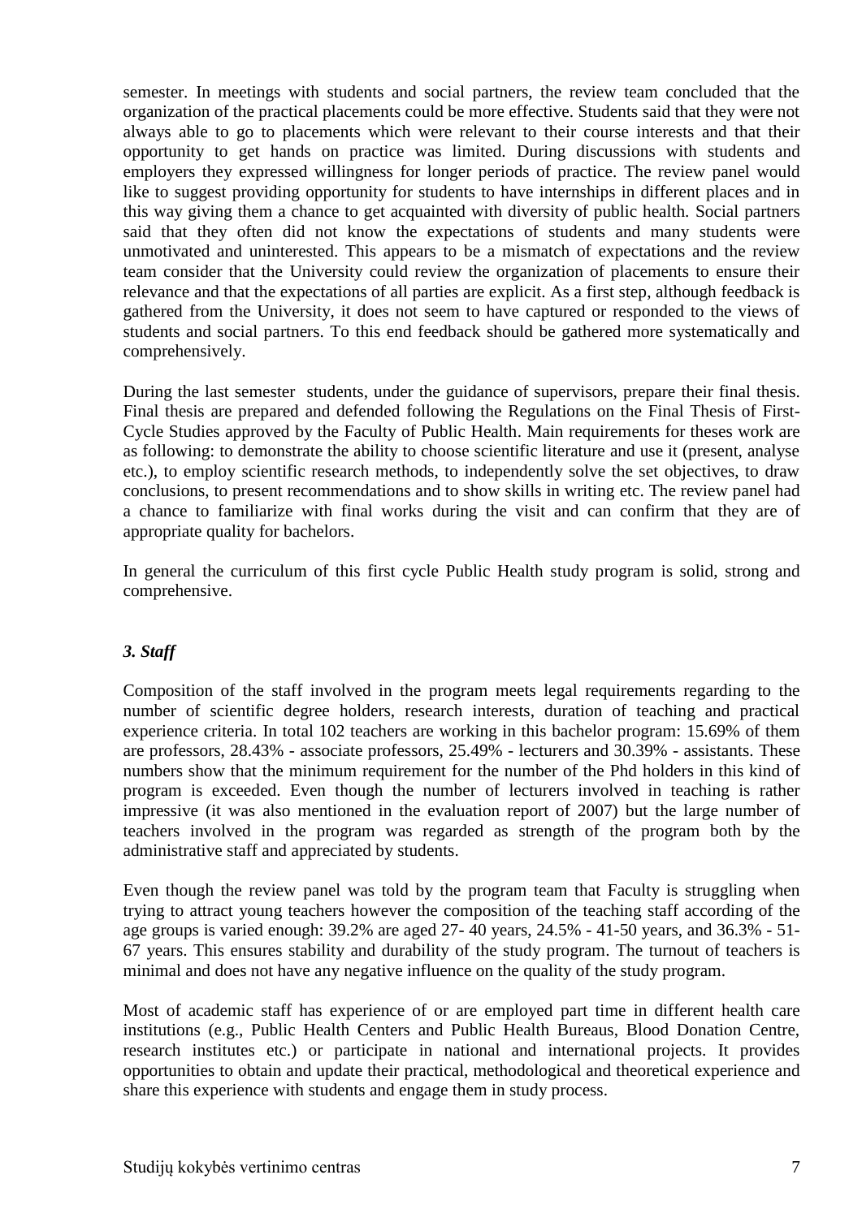semester. In meetings with students and social partners, the review team concluded that the organization of the practical placements could be more effective. Students said that they were not always able to go to placements which were relevant to their course interests and that their opportunity to get hands on practice was limited. During discussions with students and employers they expressed willingness for longer periods of practice. The review panel would like to suggest providing opportunity for students to have internships in different places and in this way giving them a chance to get acquainted with diversity of public health. Social partners said that they often did not know the expectations of students and many students were unmotivated and uninterested. This appears to be a mismatch of expectations and the review team consider that the University could review the organization of placements to ensure their relevance and that the expectations of all parties are explicit. As a first step, although feedback is gathered from the University, it does not seem to have captured or responded to the views of students and social partners. To this end feedback should be gathered more systematically and comprehensively.

During the last semester students, under the guidance of supervisors, prepare their final thesis. Final thesis are prepared and defended following the Regulations on the Final Thesis of First-Cycle Studies approved by the Faculty of Public Health. Main requirements for theses work are as following: to demonstrate the ability to choose scientific literature and use it (present, analyse etc.), to employ scientific research methods, to independently solve the set objectives, to draw conclusions, to present recommendations and to show skills in writing etc. The review panel had a chance to familiarize with final works during the visit and can confirm that they are of appropriate quality for bachelors.

In general the curriculum of this first cycle Public Health study program is solid, strong and comprehensive.

### *3. Staff*

Composition of the staff involved in the program meets legal requirements regarding to the number of scientific degree holders, research interests, duration of teaching and practical experience criteria. In total 102 teachers are working in this bachelor program: 15.69% of them are professors, 28.43% - associate professors, 25.49% - lecturers and 30.39% - assistants. These numbers show that the minimum requirement for the number of the Phd holders in this kind of program is exceeded. Even though the number of lecturers involved in teaching is rather impressive (it was also mentioned in the evaluation report of 2007) but the large number of teachers involved in the program was regarded as strength of the program both by the administrative staff and appreciated by students.

Even though the review panel was told by the program team that Faculty is struggling when trying to attract young teachers however the composition of the teaching staff according of the age groups is varied enough: 39.2% are aged 27- 40 years, 24.5% - 41-50 years, and 36.3% - 51-67 years. This ensures stability and durability of the study program. The turnout of teachers is minimal and does not have any negative influence on the quality of the study program.

Most of academic staff has experience of or are employed part time in different health care institutions (e.g., Public Health Centers and Public Health Bureaus, Blood Donation Centre, research institutes etc.) or participate in national and international projects. It provides opportunities to obtain and update their practical, methodological and theoretical experience and share this experience with students and engage them in study process.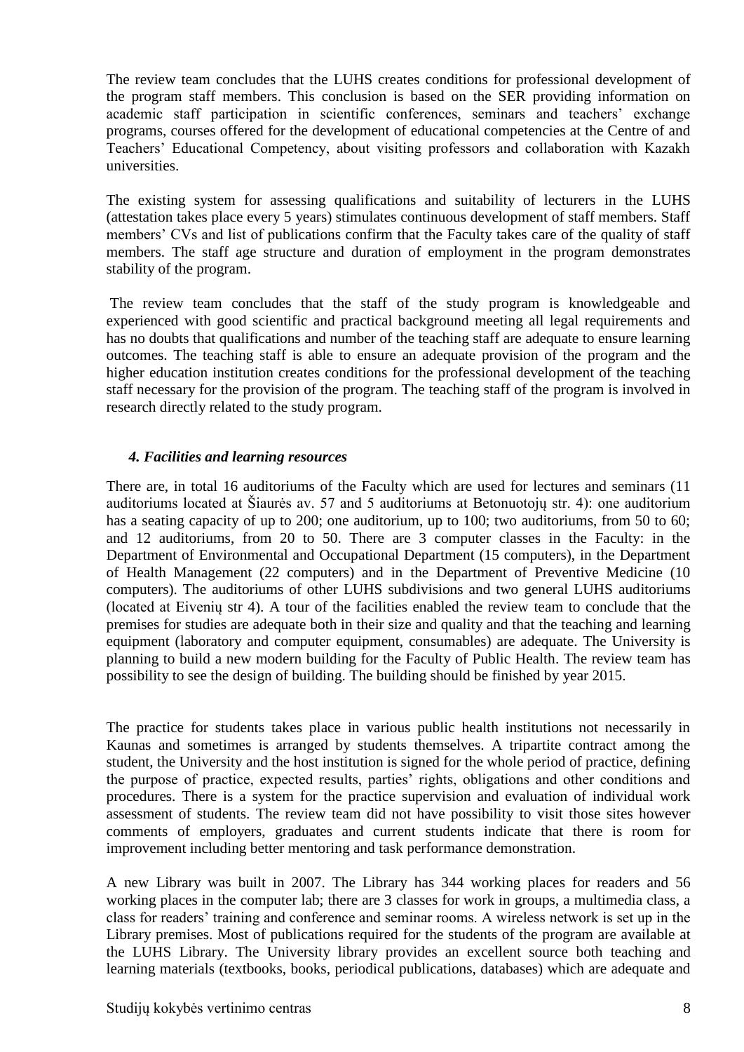The review team concludes that the LUHS creates conditions for professional development of the program staff members. This conclusion is based on the SER providing information on academic staff participation in scientific conferences, seminars and teachers' exchange programs, courses offered for the development of educational competencies at the Centre of and Teachers' Educational Competency, about visiting professors and collaboration with Kazakh universities.

The existing system for assessing qualifications and suitability of lecturers in the LUHS (attestation takes place every 5 years) stimulates continuous development of staff members. Staff members' CVs and list of publications confirm that the Faculty takes care of the quality of staff members. The staff age structure and duration of employment in the program demonstrates stability of the program.

The review team concludes that the staff of the study program is knowledgeable and experienced with good scientific and practical background meeting all legal requirements and has no doubts that qualifications and number of the teaching staff are adequate to ensure learning outcomes. The teaching staff is able to ensure an adequate provision of the program and the higher education institution creates conditions for the professional development of the teaching staff necessary for the provision of the program. The teaching staff of the program is involved in research directly related to the study program.

### *4. Facilities and learning resources*

There are, in total 16 auditoriums of the Faculty which are used for lectures and seminars (11 auditoriums located at Šiaurės av. 57 and 5 auditoriums at Betonuotojų str. 4): one auditorium has a seating capacity of up to 200; one auditorium, up to 100; two auditoriums, from 50 to 60; and 12 auditoriums, from 20 to 50. There are 3 computer classes in the Faculty: in the Department of Environmental and Occupational Department (15 computers), in the Department of Health Management (22 computers) and in the Department of Preventive Medicine (10 computers). The auditoriums of other LUHS subdivisions and two general LUHS auditoriums (located at Eivenių str 4). A tour of the facilities enabled the review team to conclude that the premises for studies are adequate both in their size and quality and that the teaching and learning equipment (laboratory and computer equipment, consumables) are adequate. The University is planning to build a new modern building for the Faculty of Public Health. The review team has possibility to see the design of building. The building should be finished by year 2015.

The practice for students takes place in various public health institutions not necessarily in Kaunas and sometimes is arranged by students themselves. A tripartite contract among the student, the University and the host institution is signed for the whole period of practice, defining the purpose of practice, expected results, parties' rights, obligations and other conditions and procedures. There is a system for the practice supervision and evaluation of individual work assessment of students. The review team did not have possibility to visit those sites however comments of employers, graduates and current students indicate that there is room for improvement including better mentoring and task performance demonstration.

A new Library was built in 2007. The Library has 344 working places for readers and 56 working places in the computer lab; there are 3 classes for work in groups, a multimedia class, a class for readers' training and conference and seminar rooms. A wireless network is set up in the Library premises. Most of publications required for the students of the program are available at the LUHS Library. The University library provides an excellent source both teaching and learning materials (textbooks, books, periodical publications, databases) which are adequate and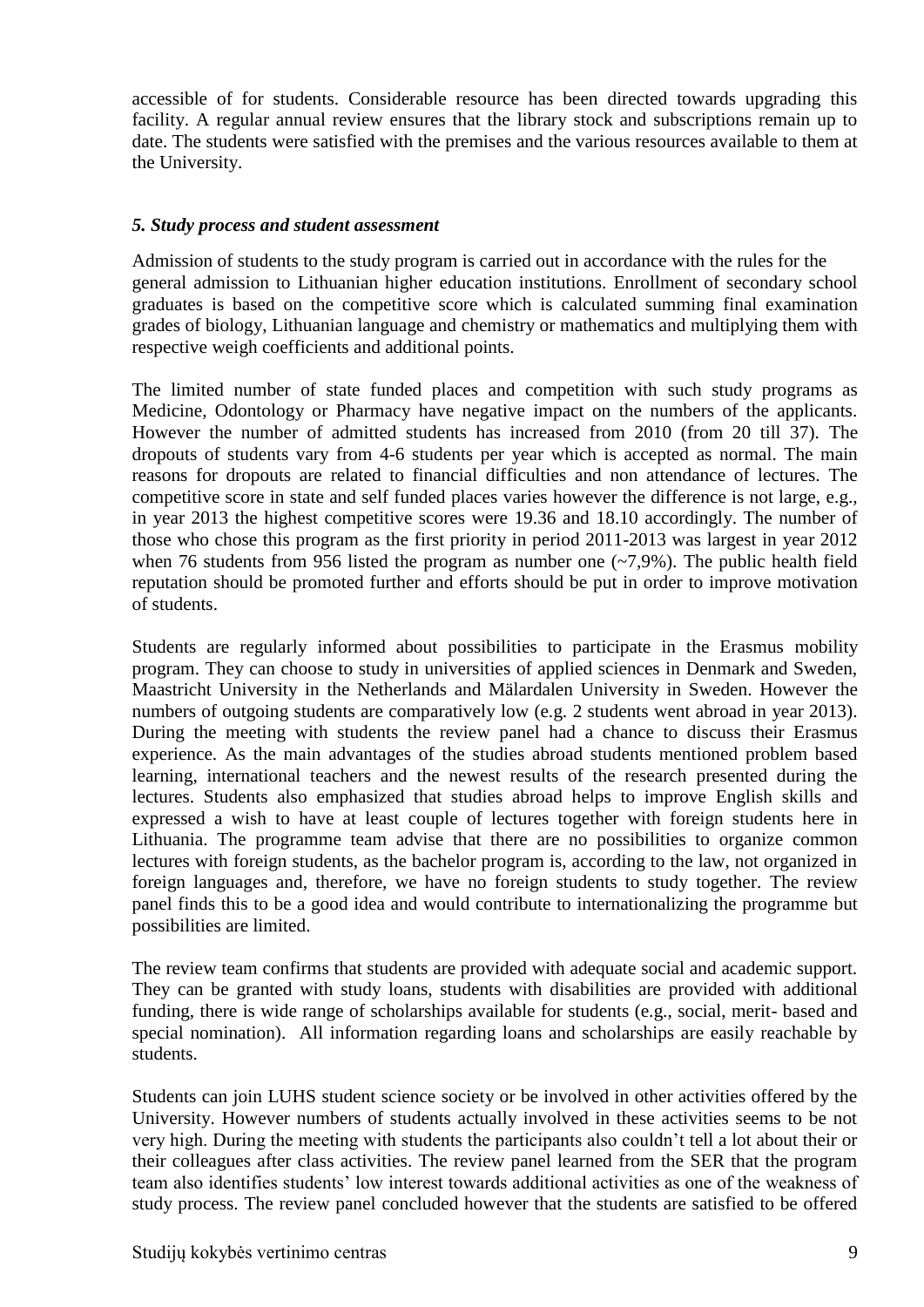accessible of for students. Considerable resource has been directed towards upgrading this facility. A regular annual review ensures that the library stock and subscriptions remain up to date. The students were satisfied with the premises and the various resources available to them at the University.

### *5. Study process and student assessment*

Admission of students to the study program is carried out in accordance with the rules for the general admission to Lithuanian higher education institutions. Enrollment of secondary school graduates is based on the competitive score which is calculated summing final examination grades of biology, Lithuanian language and chemistry or mathematics and multiplying them with respective weigh coefficients and additional points.

The limited number of state funded places and competition with such study programs as Medicine, Odontology or Pharmacy have negative impact on the numbers of the applicants. However the number of admitted students has increased from 2010 (from 20 till 37). The dropouts of students vary from 4-6 students per year which is accepted as normal. The main reasons for dropouts are related to financial difficulties and non attendance of lectures. The competitive score in state and self funded places varies however the difference is not large, e.g., in year 2013 the highest competitive scores were 19.36 and 18.10 accordingly. The number of those who chose this program as the first priority in period 2011-2013 was largest in year 2012 when 76 students from 956 listed the program as number one (~7,9%). The public health field reputation should be promoted further and efforts should be put in order to improve motivation of students.

Students are regularly informed about possibilities to participate in the Erasmus mobility program. They can choose to study in universities of applied sciences in Denmark and Sweden, Maastricht University in the Netherlands and Mälardalen University in Sweden. However the numbers of outgoing students are comparatively low (e.g. 2 students went abroad in year 2013). During the meeting with students the review panel had a chance to discuss their Erasmus experience. As the main advantages of the studies abroad students mentioned problem based learning, international teachers and the newest results of the research presented during the lectures. Students also emphasized that studies abroad helps to improve English skills and expressed a wish to have at least couple of lectures together with foreign students here in Lithuania. The programme team advise that there are no possibilities to organize common lectures with foreign students, as the bachelor program is, according to the law, not organized in foreign languages and, therefore, we have no foreign students to study together. The review panel finds this to be a good idea and would contribute to internationalizing the programme but possibilities are limited.

The review team confirms that students are provided with adequate social and academic support. They can be granted with study loans, students with disabilities are provided with additional funding, there is wide range of scholarships available for students (e.g., social, merit- based and special nomination). All information regarding loans and scholarships are easily reachable by students.

Students can join LUHS student science society or be involved in other activities offered by the University. However numbers of students actually involved in these activities seems to be not very high. During the meeting with students the participants also couldn't tell a lot about their or their colleagues after class activities. The review panel learned from the SER that the program team also identifies students' low interest towards additional activities as one of the weakness of study process. The review panel concluded however that the students are satisfied to be offered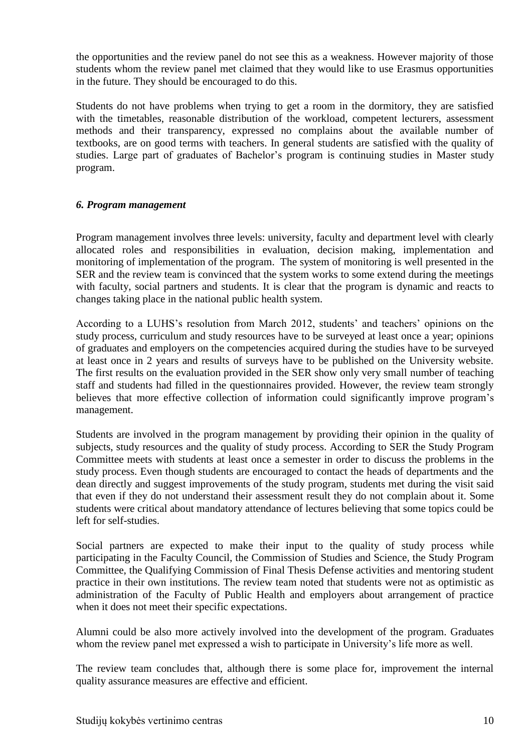the opportunities and the review panel do not see this as a weakness. However majority of those students whom the review panel met claimed that they would like to use Erasmus opportunities in the future. They should be encouraged to do this.

Students do not have problems when trying to get a room in the dormitory, they are satisfied with the timetables, reasonable distribution of the workload, competent lecturers, assessment methods and their transparency, expressed no complains about the available number of textbooks, are on good terms with teachers. In general students are satisfied with the quality of studies. Large part of graduates of Bachelor's program is continuing studies in Master study program.

### *6. Program management*

Program management involves three levels: university, faculty and department level with clearly allocated roles and responsibilities in evaluation, decision making, implementation and monitoring of implementation of the program. The system of monitoring is well presented in the SER and the review team is convinced that the system works to some extend during the meetings with faculty, social partners and students. It is clear that the program is dynamic and reacts to changes taking place in the national public health system.

According to a LUHS's resolution from March 2012, students' and teachers' opinions on the study process, curriculum and study resources have to be surveyed at least once a year; opinions of graduates and employers on the competencies acquired during the studies have to be surveyed at least once in 2 years and results of surveys have to be published on the University website. The first results on the evaluation provided in the SER show only very small number of teaching staff and students had filled in the questionnaires provided. However, the review team strongly believes that more effective collection of information could significantly improve program's management.

Students are involved in the program management by providing their opinion in the quality of subjects, study resources and the quality of study process. According to SER the Study Program Committee meets with students at least once a semester in order to discuss the problems in the study process. Even though students are encouraged to contact the heads of departments and the dean directly and suggest improvements of the study program, students met during the visit said that even if they do not understand their assessment result they do not complain about it. Some students were critical about mandatory attendance of lectures believing that some topics could be left for self-studies.

Social partners are expected to make their input to the quality of study process while participating in the Faculty Council, the Commission of Studies and Science, the Study Program Committee, the Qualifying Commission of Final Thesis Defense activities and mentoring student practice in their own institutions. The review team noted that students were not as optimistic as administration of the Faculty of Public Health and employers about arrangement of practice when it does not meet their specific expectations.

Alumni could be also more actively involved into the development of the program. Graduates whom the review panel met expressed a wish to participate in University's life more as well.

The review team concludes that, although there is some place for, improvement the internal quality assurance measures are effective and efficient.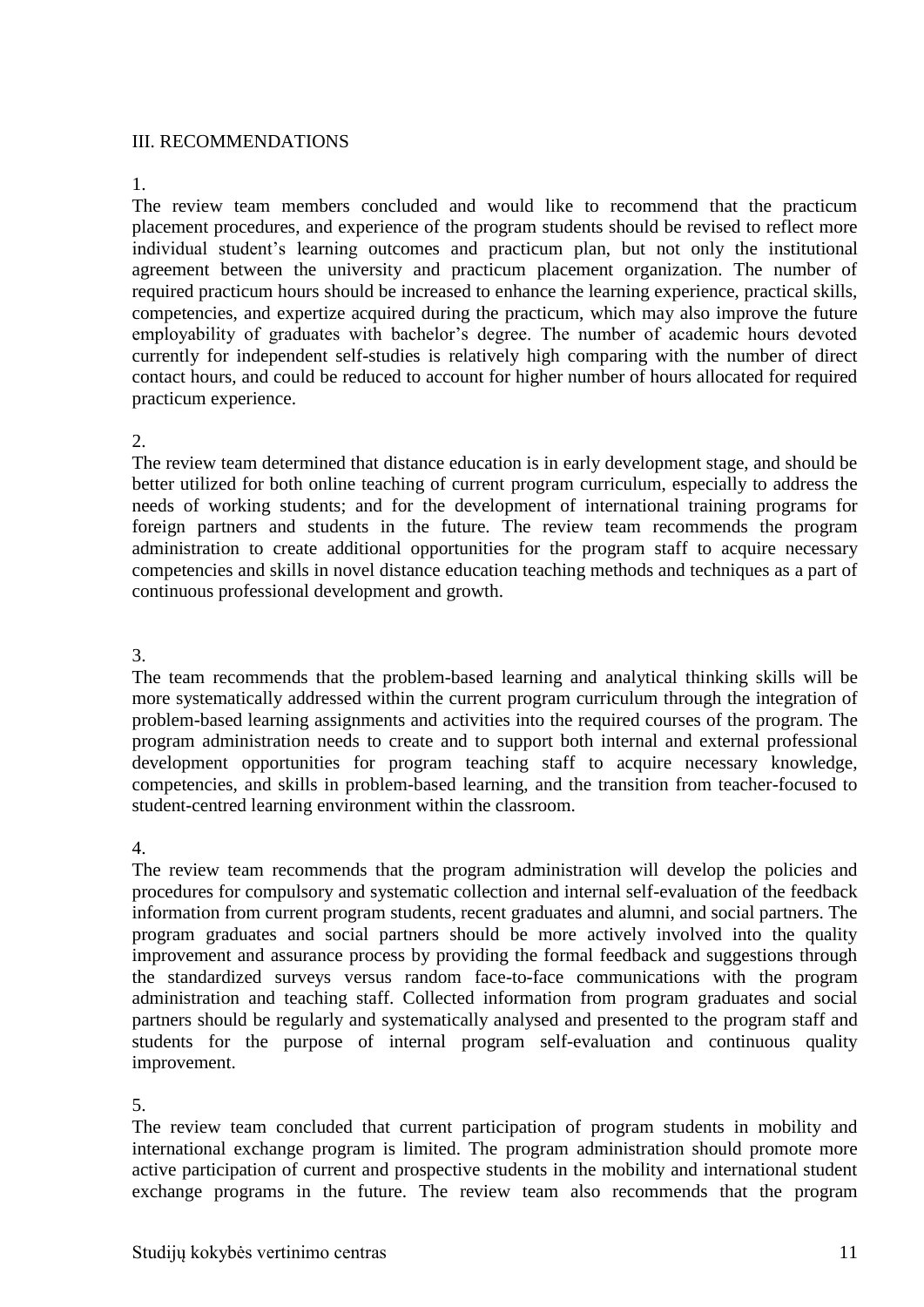## III. RECOMMENDATIONS

1.

The review team members concluded and would like to recommend that the practicum placement procedures, and experience of the program students should be revised to reflect more individual student's learning outcomes and practicum plan, but not only the institutional agreement between the university and practicum placement organization. The number of required practicum hours should be increased to enhance the learning experience, practical skills, competencies, and expertize acquired during the practicum, which may also improve the future employability of graduates with bachelor's degree. The number of academic hours devoted currently for independent self-studies is relatively high comparing with the number of direct contact hours, and could be reduced to account for higher number of hours allocated for required practicum experience.

2.

The review team determined that distance education is in early development stage, and should be better utilized for both online teaching of current program curriculum, especially to address the needs of working students; and for the development of international training programs for foreign partners and students in the future. The review team recommends the program administration to create additional opportunities for the program staff to acquire necessary competencies and skills in novel distance education teaching methods and techniques as a part of continuous professional development and growth.

3.

The team recommends that the problem-based learning and analytical thinking skills will be more systematically addressed within the current program curriculum through the integration of problem-based learning assignments and activities into the required courses of the program. The program administration needs to create and to support both internal and external professional development opportunities for program teaching staff to acquire necessary knowledge, competencies, and skills in problem-based learning, and the transition from teacher-focused to student-centred learning environment within the classroom.

4.

The review team recommends that the program administration will develop the policies and procedures for compulsory and systematic collection and internal self-evaluation of the feedback information from current program students, recent graduates and alumni, and social partners. The program graduates and social partners should be more actively involved into the quality improvement and assurance process by providing the formal feedback and suggestions through the standardized surveys versus random face-to-face communications with the program administration and teaching staff. Collected information from program graduates and social partners should be regularly and systematically analysed and presented to the program staff and students for the purpose of internal program self-evaluation and continuous quality improvement.

5.

The review team concluded that current participation of program students in mobility and international exchange program is limited. The program administration should promote more active participation of current and prospective students in the mobility and international student exchange programs in the future. The review team also recommends that the program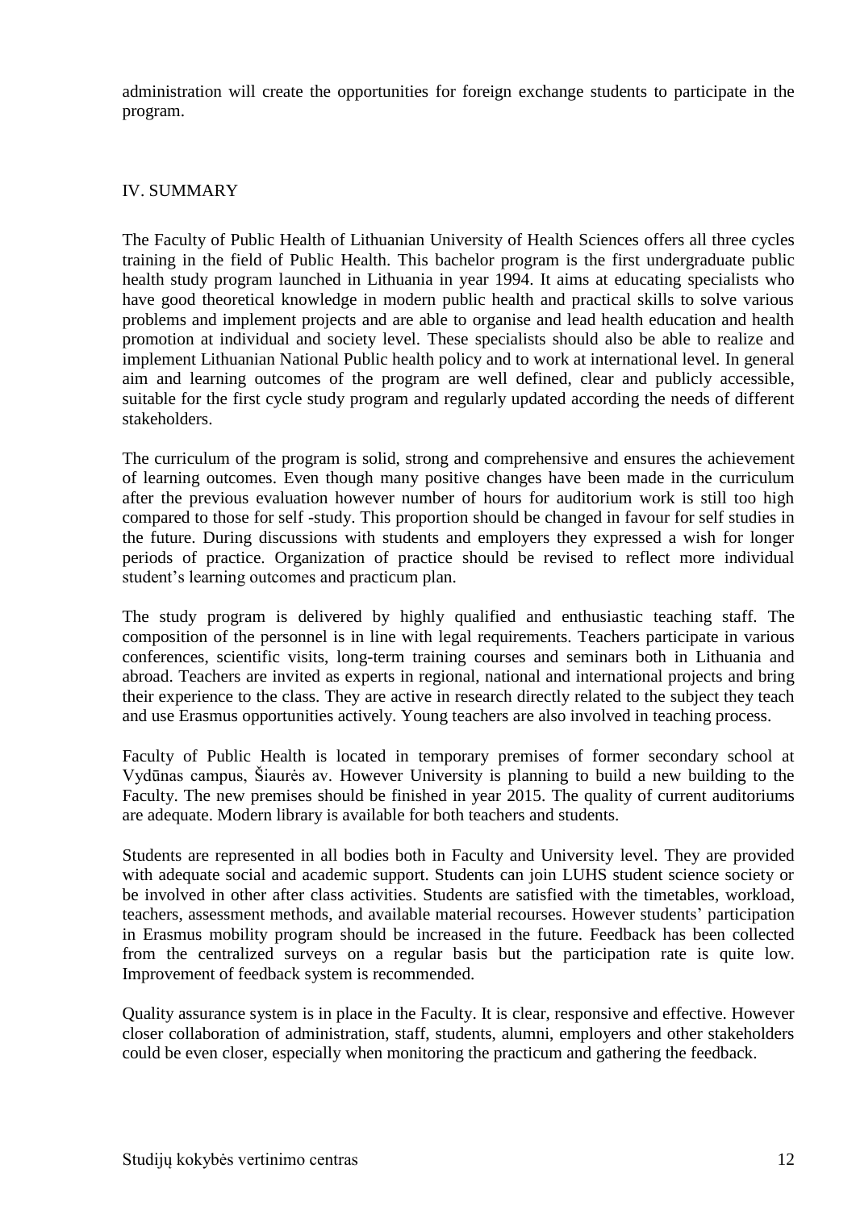administration will create the opportunities for foreign exchange students to participate in the program.

## IV. SUMMARY

The Faculty of Public Health of Lithuanian University of Health Sciences offers all three cycles training in the field of Public Health. This bachelor program is the first undergraduate public health study program launched in Lithuania in year 1994. It aims at educating specialists who have good theoretical knowledge in modern public health and practical skills to solve various problems and implement projects and are able to organise and lead health education and health promotion at individual and society level. These specialists should also be able to realize and implement Lithuanian National Public health policy and to work at international level. In general aim and learning outcomes of the program are well defined, clear and publicly accessible, suitable for the first cycle study program and regularly updated according the needs of different stakeholders.

The curriculum of the program is solid, strong and comprehensive and ensures the achievement of learning outcomes. Even though many positive changes have been made in the curriculum after the previous evaluation however number of hours for auditorium work is still too high compared to those for self -study. This proportion should be changed in favour for self studies in the future. During discussions with students and employers they expressed a wish for longer periods of practice. Organization of practice should be revised to reflect more individual student's learning outcomes and practicum plan.

The study program is delivered by highly qualified and enthusiastic teaching staff. The composition of the personnel is in line with legal requirements. Teachers participate in various conferences, scientific visits, long-term training courses and seminars both in Lithuania and abroad. Teachers are invited as experts in regional, national and international projects and bring their experience to the class. They are active in research directly related to the subject they teach and use Erasmus opportunities actively. Young teachers are also involved in teaching process.

Faculty of Public Health is located in temporary premises of former secondary school at Vydūnas campus, Šiaurės av. However University is planning to build a new building to the Faculty. The new premises should be finished in year 2015. The quality of current auditoriums are adequate. Modern library is available for both teachers and students.

Students are represented in all bodies both in Faculty and University level. They are provided with adequate social and academic support. Students can join LUHS student science society or be involved in other after class activities. Students are satisfied with the timetables, workload, teachers, assessment methods, and available material recourses. However students' participation in Erasmus mobility program should be increased in the future. Feedback has been collected from the centralized surveys on a regular basis but the participation rate is quite low. Improvement of feedback system is recommended.

Quality assurance system is in place in the Faculty. It is clear, responsive and effective. However closer collaboration of administration, staff, students, alumni, employers and other stakeholders could be even closer, especially when monitoring the practicum and gathering the feedback.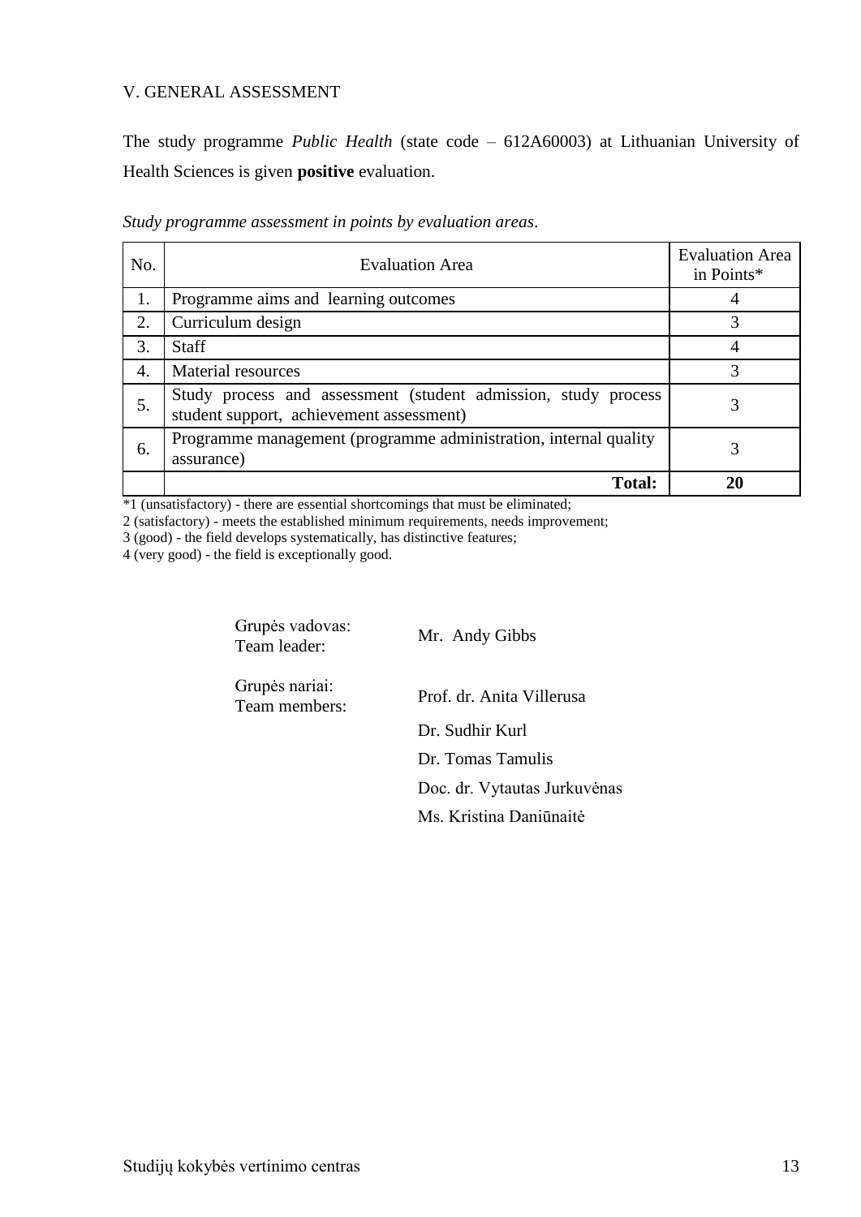## V. GENERAL ASSESSMENT

The study programme *Public Health* (state code – 612A60003) at Lithuanian University of Health Sciences is given **positive** evaluation.

*Study programme assessment in points by evaluation areas*.

| No. | Evaluation Area | Evaluation Area in Points* |
|---|---|---|
| 1. | Programme aims and learning outcomes | 4 |
| 2. | Curriculum design | 3 |
| 3. | Staff | 4 |
| 4. | Material resources | 3 |
| 5. | Study process and assessment (student admission, study process student support, achievement assessment) | 3 |
| 6. | Programme management (programme administration, internal quality assurance) | 3 |
| | **Total:** | **20** |

*1 (unsatisfactory) - there are essential shortcomings that must be eliminated;
2 (satisfactory) - meets the established minimum requirements, needs improvement;
3 (good) - the field develops systematically, has distinctive features;
4 (very good) - the field is exceptionally good.

Grupės vadovas:
Team leader: Mr. Andy Gibbs

Grupės nariai:
Team members: Prof. dr. Anita Villerusa

Dr. Sudhir Kurl

Dr. Tomas Tamulis

Doc. dr. Vytautas Jurkuvėnas

Ms. Kristina Daniūnaitė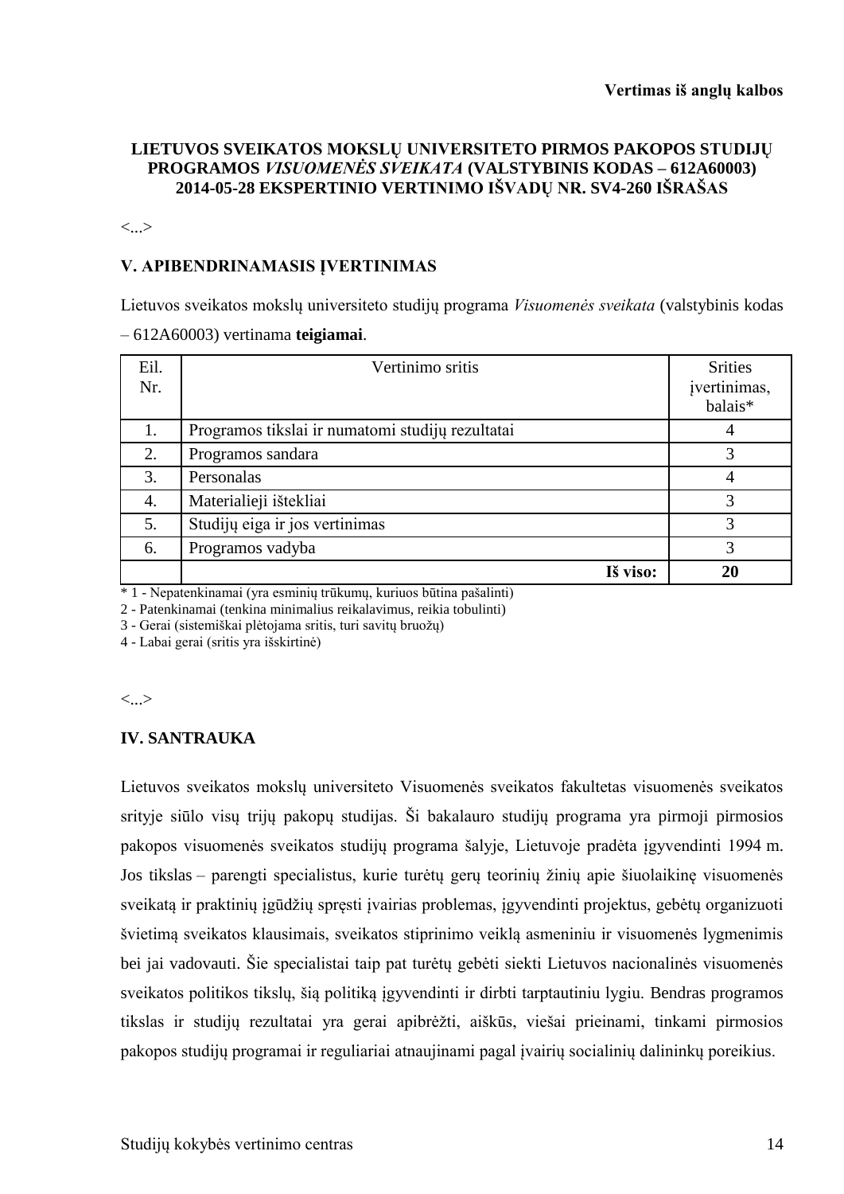**Vertimas iš anglų kalbos**

**LIETUVOS SVEIKATOS MOKSLŲ UNIVERSITETO PIRMOS PAKOPOS STUDIJŲ PROGRAMOS *VISUOMENĖS SVEIKATA* (VALSTYBINIS KODAS – 612A60003) 2014-05-28 EKSPERTINIO VERTINIMO IŠVADŲ NR. SV4-260 IŠRAŠAS**

<...>

## V. APIBENDRINAMASIS ĮVERTINIMAS

Lietuvos sveikatos mokslų universiteto studijų programa *Visuomenės sveikata* (valstybinis kodas – 612A60003) vertinama **teigiamai**.

| Eil. Nr. | Vertinimo sritis | Srities įvertinimas, balais* |
|---|---|---|
| 1. | Programos tikslai ir numatomi studijų rezultatai | 4 |
| 2. | Programos sandara | 3 |
| 3. | Personalas | 4 |
| 4. | Materialieji ištekliai | 3 |
| 5. | Studijų eiga ir jos vertinimas | 3 |
| 6. | Programos vadyba | 3 |
| | **Iš viso:** | **20** |

\* 1 - Nepatenkinamai (yra esminių trūkumų, kuriuos būtina pašalinti)

2 - Patenkinamai (tenkina minimalius reikalavimus, reikia tobulinti)

3 - Gerai (sistemiškai plėtojama sritis, turi savitų bruožų)

4 - Labai gerai (sritis yra išskirtinė)

<...>

## IV. SANTRAUKA

Lietuvos sveikatos mokslų universiteto Visuomenės sveikatos fakultetas visuomenės sveikatos srityje siūlo visų trijų pakopų studijas. Ši bakalauro studijų programa yra pirmoji pirmosios pakopos visuomenės sveikatos studijų programa šalyje, Lietuvoje pradėta įgyvendinti 1994 m. Jos tikslas – parengti specialistus, kurie turėtų gerų teorinių žinių apie šiuolaikinę visuomenės sveikatą ir praktinių įgūdžių spręsti įvairias problemas, įgyvendinti projektus, gebėtų organizuoti švietimą sveikatos klausimais, sveikatos stiprinimo veiklą asmeniniu ir visuomenės lygmenimis bei jai vadovauti. Šie specialistai taip pat turėtų gebėti siekti Lietuvos nacionalinės visuomenės sveikatos politikos tikslų, šią politiką įgyvendinti ir dirbti tarptautiniu lygiu. Bendras programos tikslas ir studijų rezultatai yra gerai apibrėžti, aiškūs, viešai prieinami, tinkami pirmosios pakopos studijų programai ir reguliariai atnaujinami pagal įvairių socialinių dalininkų poreikius.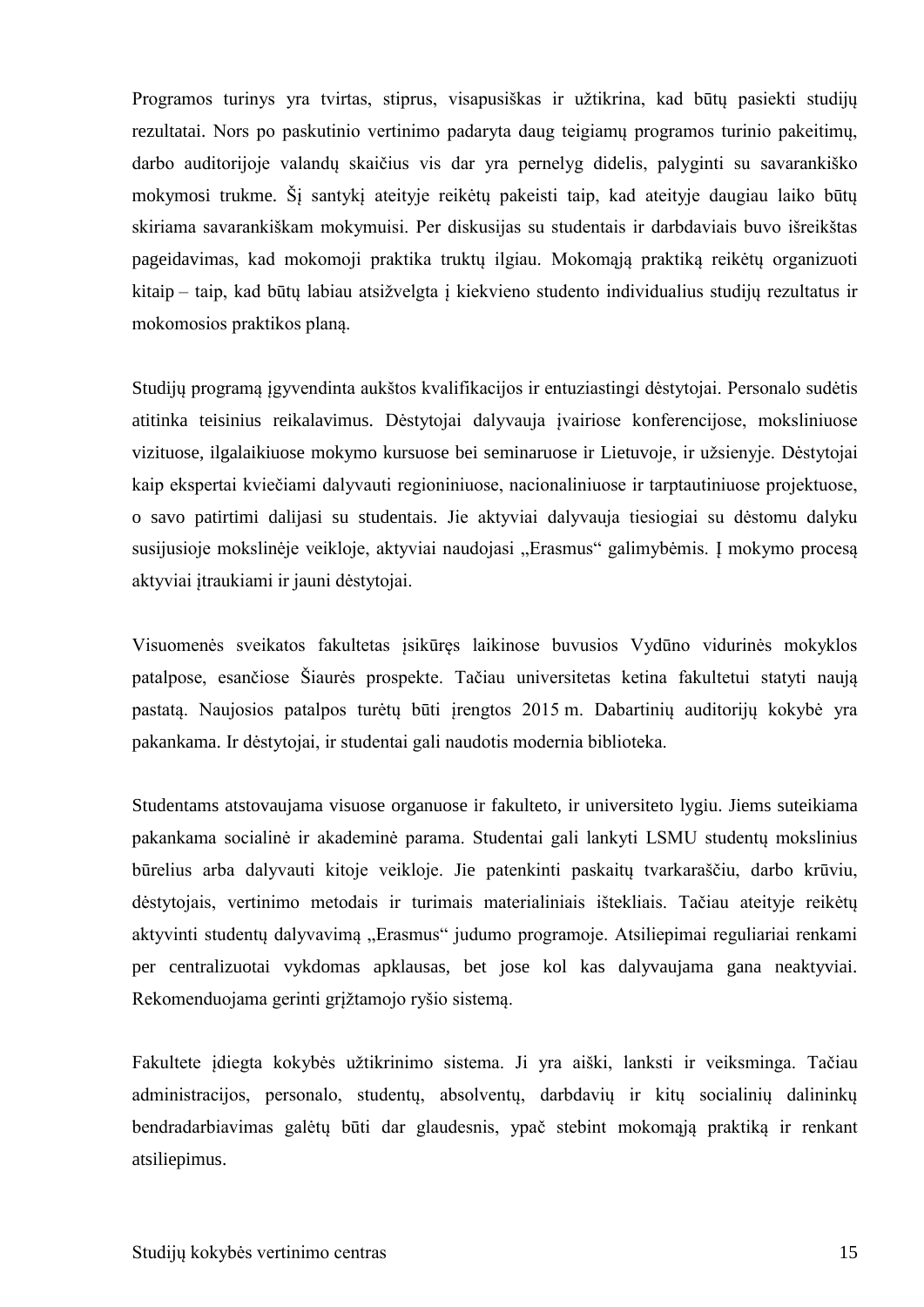Programos turinys yra tvirtas, stiprus, visapusiškas ir užtikrina, kad būtų pasiekti studijų rezultatai. Nors po paskutinio vertinimo padaryta daug teigiamų programos turinio pakeitimų, darbo auditorijoje valandų skaičius vis dar yra pernelyg didelis, palyginti su savarankiško mokymosi trukme. Šį santykį ateityje reikėtų pakeisti taip, kad ateityje daugiau laiko būtų skiriama savarankiškam mokymuisi. Per diskusijas su studentais ir darbdaviais buvo išreikštas pageidavimas, kad mokomoji praktika truktų ilgiau. Mokomąją praktiką reikėtų organizuoti kitaip – taip, kad būtų labiau atsižvelgta į kiekvieno studento individualius studijų rezultatus ir mokomosios praktikos planą.

Studijų programą įgyvendinta aukštos kvalifikacijos ir entuziastingi dėstytojai. Personalo sudėtis atitinka teisinius reikalavimus. Dėstytojai dalyvauja įvairiose konferencijose, moksliniuose vizituose, ilgalaikiuose mokymo kursuose bei seminaruose ir Lietuvoje, ir užsienyje. Dėstytojai kaip ekspertai kviečiami dalyvauti regioniniuose, nacionaliniuose ir tarptautiniuose projektuose, o savo patirtimi dalijasi su studentais. Jie aktyviai dalyvauja tiesiogiai su dėstomu dalyku susijusioje mokslinėje veikloje, aktyviai naudojasi „Erasmus“ galimybėmis. Į mokymo procesą aktyviai įtraukiami ir jauni dėstytojai.

Visuomenės sveikatos fakultetas įsikūręs laikinose buvusios Vydūno vidurinės mokyklos patalpose, esančiose Šiaurės prospekte. Tačiau universitetas ketina fakultetui statyti naują pastatą. Naujosios patalpos turėtų būti įrengtos 2015 m. Dabartinių auditorijų kokybė yra pakankama. Ir dėstytojai, ir studentai gali naudotis modernia biblioteka.

Studentams atstovaujama visuose organuose ir fakulteto, ir universiteto lygiu. Jiems suteikiama pakankama socialinė ir akademinė parama. Studentai gali lankyti LSMU studentų mokslinius būrelius arba dalyvauti kitoje veikloje. Jie patenkinti paskaitų tvarkaraščiu, darbo krūviu, dėstytojais, vertinimo metodais ir turimais materialiniais ištekliais. Tačiau ateityje reikėtų aktyvinti studentų dalyvavimą „Erasmus“ judumo programoje. Atsiliepimai reguliariai renkami per centralizuotai vykdomas apklausas, bet jose kol kas dalyvaujama gana neaktyviai. Rekomenduojama gerinti grįžtamojo ryšio sistemą.

Fakultete įdiegta kokybės užtikrinimo sistema. Ji yra aiški, lanksti ir veiksminga. Tačiau administracijos, personalo, studentų, absolventų, darbdavių ir kitų socialinių dalininkų bendradarbiavimas galėtų būti dar glaudesnis, ypač stebint mokomąją praktiką ir renkant atsiliepimus.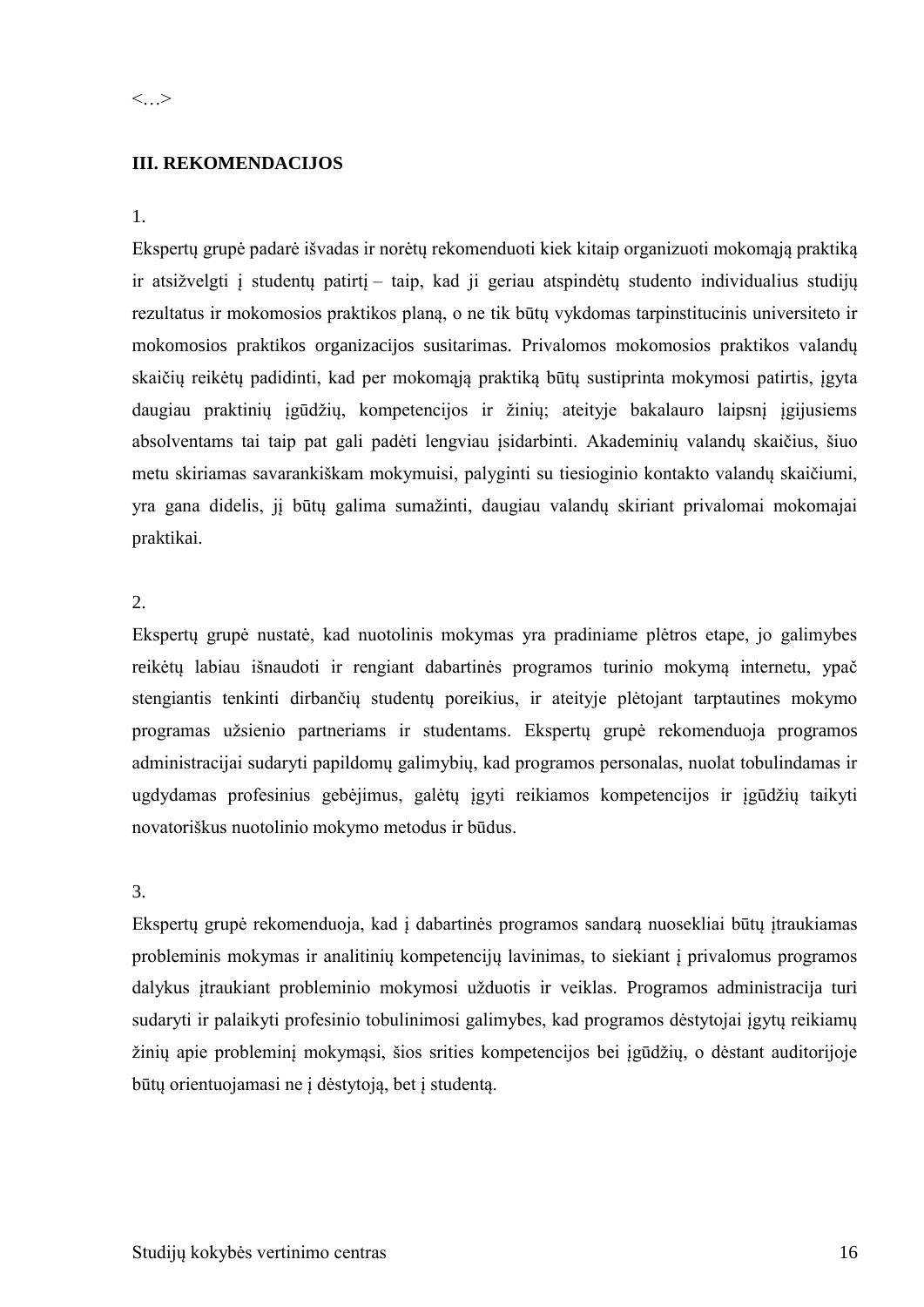<…>

**III. REKOMENDACIJOS**

1.

Ekspertų grupė padarė išvadas ir norėtų rekomenduoti kiek kitaip organizuoti mokomąją praktiką ir atsižvelgti į studentų patirtį – taip, kad ji geriau atspindėtų studento individualius studijų rezultatus ir mokomosios praktikos planą, o ne tik būtų vykdomas tarpinstitucinis universiteto ir mokomosios praktikos organizacijos susitarimas. Privalomos mokomosios praktikos valandų skaičių reikėtų padidinti, kad per mokomąją praktiką būtų sustiprinta mokymosi patirtis, įgyta daugiau praktinių įgūdžių, kompetencijos ir žinių; ateityje bakalauro laipsnį įgijusiems absolventams tai taip pat gali padėti lengviau įsidarbinti. Akademinių valandų skaičius, šiuo metu skiriamas savarankiškam mokymuisi, palyginti su tiesioginio kontakto valandų skaičiumi, yra gana didelis, jį būtų galima sumažinti, daugiau valandų skiriant privalomai mokomajai praktikai.

2.

Ekspertų grupė nustatė, kad nuotolinis mokymas yra pradiniame plėtros etape, jo galimybes reikėtų labiau išnaudoti ir rengiant dabartinės programos turinio mokymą internetu, ypač stengiantis tenkinti dirbančių studentų poreikius, ir ateityje plėtojant tarptautines mokymo programas užsienio partneriams ir studentams. Ekspertų grupė rekomenduoja programos administracijai sudaryti papildomų galimybių, kad programos personalas, nuolat tobulindamas ir ugdydamas profesinius gebėjimus, galėtų įgyti reikiamos kompetencijos ir įgūdžių taikyti novatoriškus nuotolinio mokymo metodus ir būdus.

3.

Ekspertų grupė rekomenduoja, kad į dabartinės programos sandarą nuosekliai būtų įtraukiamas probleminis mokymas ir analitinių kompetencijų lavinimas, to siekiant į privalomus programos dalykus įtraukiant probleminio mokymosi užduotis ir veiklas. Programos administracija turi sudaryti ir palaikyti profesinio tobulinimosi galimybes, kad programos dėstytojai įgytų reikiamų žinių apie probleminį mokymąsi, šios srities kompetencijos bei įgūdžių, o dėstant auditorijoje būtų orientuojamasi ne į dėstytoją, bet į studentą.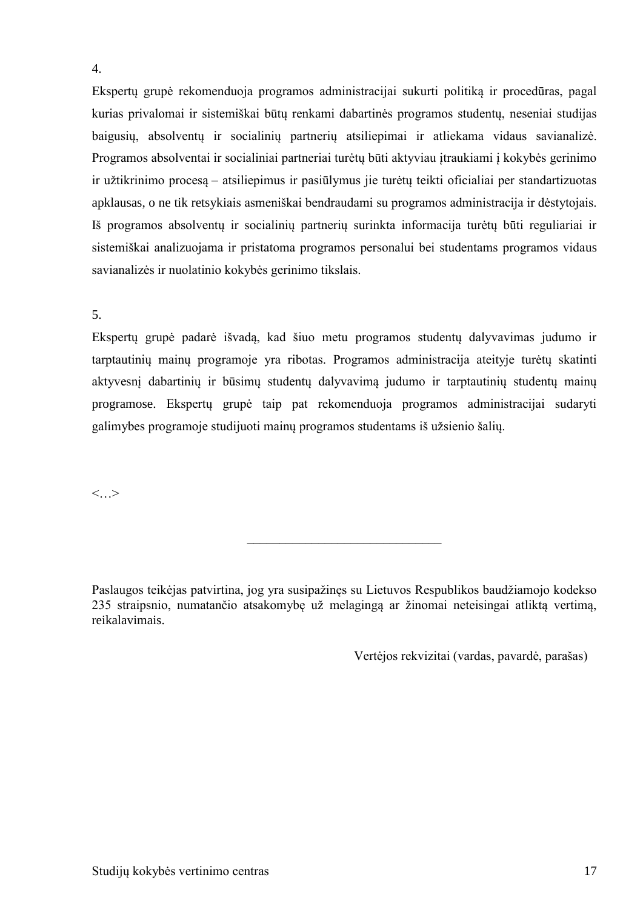4.

Ekspertų grupė rekomenduoja programos administracijai sukurti politiką ir procedūras, pagal kurias privalomai ir sistemiškai būtų renkami dabartinės programos studentų, neseniai studijas baigusių, absolventų ir socialinių partnerių atsiliepimai ir atliekama vidaus savianalizė. Programos absolventai ir socialiniai partneriai turėtų būti aktyviau įtraukiami į kokybės gerinimo ir užtikrinimo procesą – atsiliepimus ir pasiūlymus jie turėtų teikti oficialiai per standartizuotas apklausas, o ne tik retsykiais asmeniškai bendraudami su programos administracija ir dėstytojais. Iš programos absolventų ir socialinių partnerių surinkta informacija turėtų būti reguliariai ir sistemiškai analizuojama ir pristatoma programos personalui bei studentams programos vidaus savianalizės ir nuolatinio kokybės gerinimo tikslais.

5.

Ekspertų grupė padarė išvadą, kad šiuo metu programos studentų dalyvavimas judumo ir tarptautinių mainų programoje yra ribotas. Programos administracija ateityje turėtų skatinti aktyvesnį dabartinių ir būsimų studentų dalyvavimą judumo ir tarptautinių studentų mainų programose. Ekspertų grupė taip pat rekomenduoja programos administracijai sudaryti galimybes programoje studijuoti mainų programos studentams iš užsienio šalių.

<…>

______________________________

Paslaugos teikėjas patvirtina, jog yra susipažinęs su Lietuvos Respublikos baudžiamojo kodekso 235 straipsnio, numatančio atsakomybę už melagingą ar žinomai neteisingai atliktą vertimą, reikalavimais.

Vertėjos rekvizitai (vardas, pavardė, parašas)